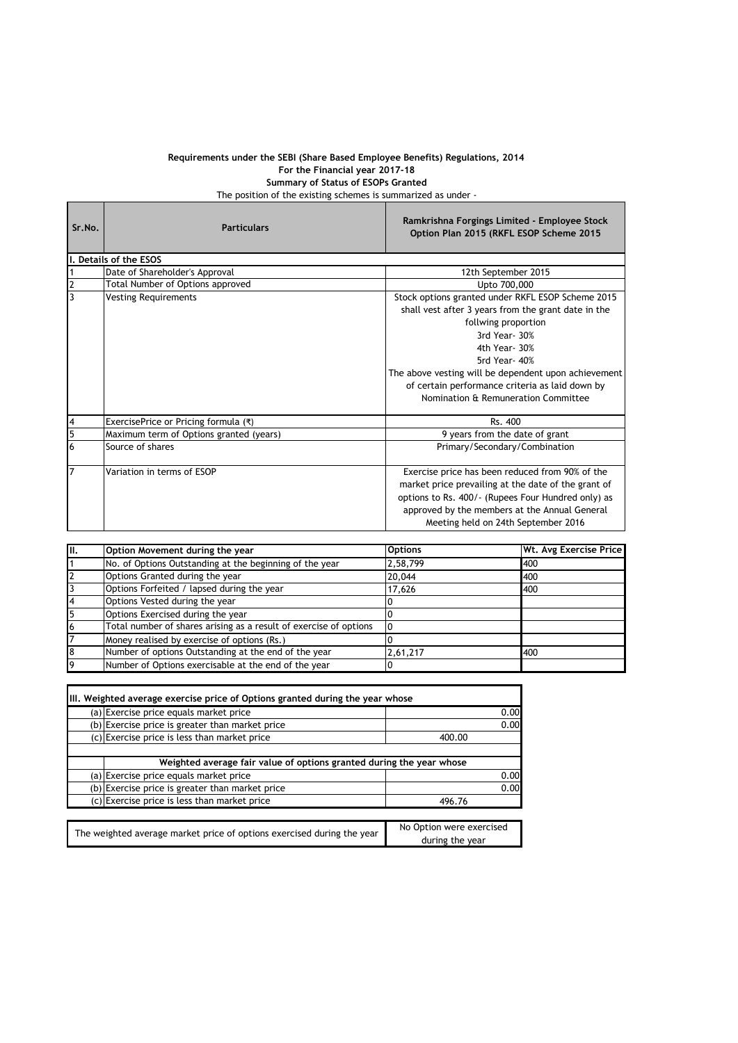**Requirements under the SEBI (Share Based Employee Benefits) Regulations, 2014**
**For the Financial year 2017-18**
**Summary of Status of ESOPs Granted**
The position of the existing schemes is summarized as under -

| Sr.No. | Particulars | Ramkrishna Forgings Limited - Employee Stock Option Plan 2015 (RKFL ESOP Scheme 2015 |
|---|---|---|
| **I. Details of the ESOS** | | |
| 1 | Date of Shareholder's Approval | 12th September 2015 |
| 2 | Total Number of Options approved | Upto 700,000 |
| 3 | Vesting Requirements | Stock options granted under RKFL ESOP Scheme 2015 shall vest after 3 years from the grant date in the follwing proportion<br>3rd Year- 30%<br>4th Year- 30%<br>5rd Year- 40%<br>The above vesting will be dependent upon achievement of certain performance criteria as laid down by Nomination & Remuneration Committee |
| 4 | ExercisePrice or Pricing formula (₹) | Rs. 400 |
| 5 | Maximum term of Options granted (years) | 9 years from the date of grant |
| 6 | Source of shares | Primary/Secondary/Combination |
| 7 | Variation in terms of ESOP | Exercise price has been reduced from 90% of the market price prevailing at the date of the grant of options to Rs. 400/- (Rupees Four Hundred only) as approved by the members at the Annual General Meeting held on 24th September 2016 |

| II. | Option Movement during the year | Options | Wt. Avg Exercise Price |
|---|---|---|---|
| 1 | No. of Options Outstanding at the beginning of the year | 2,58,799 | 400 |
| 2 | Options Granted during the year | 20,044 | 400 |
| 3 | Options Forfeited / lapsed during the year | 17,626 | 400 |
| 4 | Options Vested during the year | 0 | |
| 5 | Options Exercised during the year | 0 | |
| 6 | Total number of shares arising as a result of exercise of options | 0 | |
| 7 | Money realised by exercise of options (Rs.) | 0 | |
| 8 | Number of options Outstanding at the end of the year | 2,61,217 | 400 |
| 9 | Number of Options exercisable at the end of the year | 0 | |

| III. Weighted average exercise price of Options granted during the year whose | | |
|---|---|---|
| (a) | Exercise price equals market price | 0.00 |
| (b) | Exercise price is greater than market price | 0.00 |
| (c) | Exercise price is less than market price | 400.00 |
| | **Weighted average fair value of options granted during the year whose** | |
| (a) | Exercise price equals market price | 0.00 |
| (b) | Exercise price is greater than market price | 0.00 |
| (c) | Exercise price is less than market price | 496.76 |

| The weighted average market price of options exercised during the year | No Option were exercised during the year |
|---|---|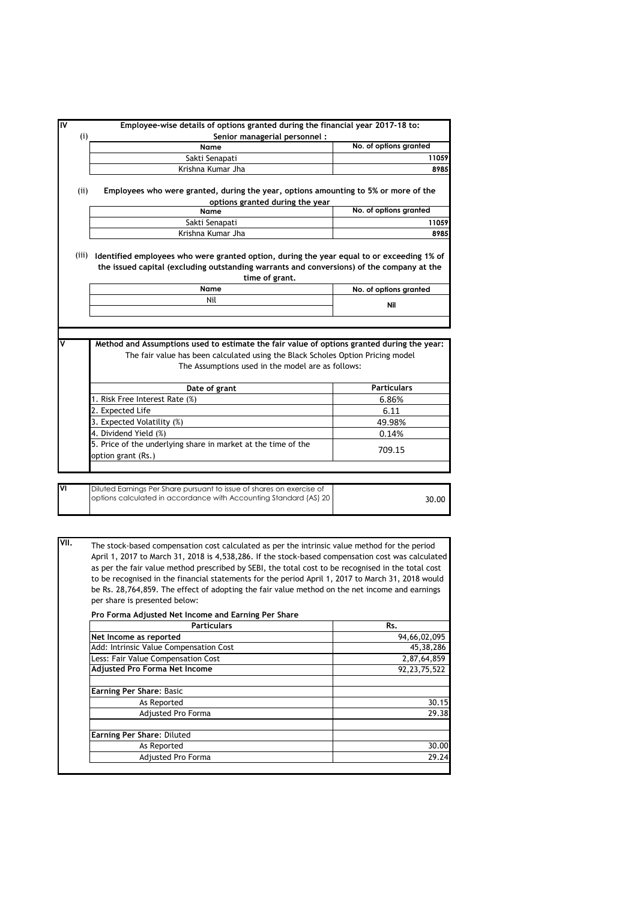**IV** **Employee-wise details of options granted during the financial year 2017-18 to:**

(i) **Senior managerial personnel :**

| Name | No. of options granted |
|---|---|
| Sakti Senapati | 11059 |
| Krishna Kumar Jha | 8985 |

(ii) **Employees who were granted, during the year, options amounting to 5% or more of the options granted during the year**

| Name | No. of options granted |
|---|---|
| Sakti Senapati | 11059 |
| Krishna Kumar Jha | 8985 |

(iii) **Identified employees who were granted option, during the year equal to or exceeding 1% of the issued capital (excluding outstanding warrants and conversions) of the company at the time of grant.**

| Name | No. of options granted |
|---|---|
| Nil | Nil |

**V** **Method and Assumptions used to estimate the fair value of options granted during the year:**

The fair value has been calculated using the Black Scholes Option Pricing model

The Assumptions used in the model are as follows:

| Date of grant | Particulars |
|---|---|
| 1. Risk Free Interest Rate (%) | 6.86% |
| 2. Expected Life | 6.11 |
| 3. Expected Volatility (%) | 49.98% |
| 4. Dividend Yield (%) | 0.14% |
| 5. Price of the underlying share in market at the time of the option grant (Rs.) | 709.15 |

| | |
|---|---|
| **VI** Diluted Earnings Per Share pursuant to issue of shares on exercise of options calculated in accordance with Accounting Standard (AS) 20 | 30.00 |

**VII.** The stock-based compensation cost calculated as per the intrinsic value method for the period April 1, 2017 to March 31, 2018 is 4,538,286. If the stock-based compensation cost was calculated as per the fair value method prescribed by SEBI, the total cost to be recognised in the total cost to be recognised in the financial statements for the period April 1, 2017 to March 31, 2018 would be Rs. 28,764,859. The effect of adopting the fair value method on the net income and earnings per share is presented below:

**Pro Forma Adjusted Net Income and Earning Per Share**

| Particulars | Rs. |
|---|---|
| **Net Income as reported** | 94,66,02,095 |
| Add: Intrinsic Value Compensation Cost | 45,38,286 |
| Less: Fair Value Compensation Cost | 2,87,64,859 |
| **Adjusted Pro Forma Net Income** | 92,23,75,522 |
| | |
| **Earning Per Share:** Basic | |
| As Reported | 30.15 |
| Adjusted Pro Forma | 29.38 |
| | |
| **Earning Per Share:** Diluted | |
| As Reported | 30.00 |
| Adjusted Pro Forma | 29.24 |